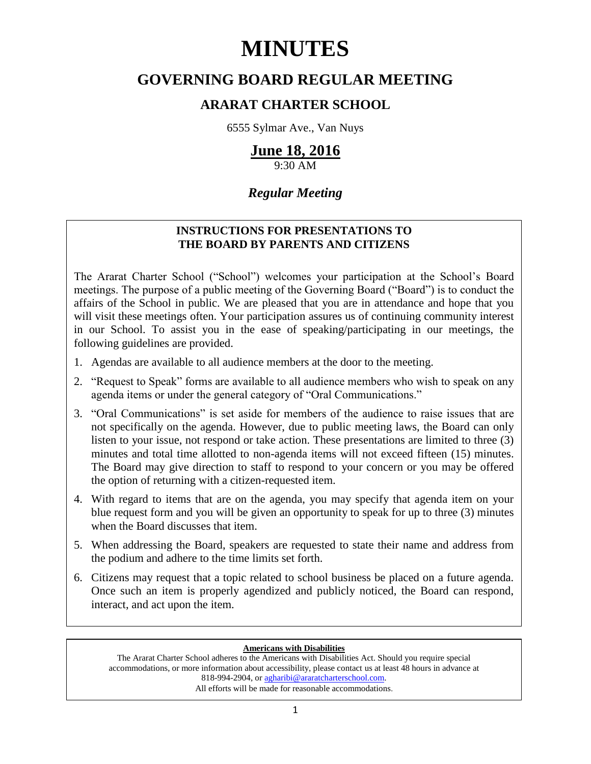# MINUTES

## GOVERNING BOARD REGULAR MEETING

### ARARAT CHARTER SCHOOL

6555 Sylmar Ave., Van Nuys

**June 18, 2016**

9:30 AM

***Regular Meeting***

**INSTRUCTIONS FOR PRESENTATIONS TO THE BOARD BY PARENTS AND CITIZENS**

The Ararat Charter School ("School") welcomes your participation at the School's Board meetings. The purpose of a public meeting of the Governing Board ("Board") is to conduct the affairs of the School in public. We are pleased that you are in attendance and hope that you will visit these meetings often. Your participation assures us of continuing community interest in our School. To assist you in the ease of speaking/participating in our meetings, the following guidelines are provided.

1. Agendas are available to all audience members at the door to the meeting.
2. "Request to Speak" forms are available to all audience members who wish to speak on any agenda items or under the general category of "Oral Communications."
3. "Oral Communications" is set aside for members of the audience to raise issues that are not specifically on the agenda. However, due to public meeting laws, the Board can only listen to your issue, not respond or take action. These presentations are limited to three (3) minutes and total time allotted to non-agenda items will not exceed fifteen (15) minutes. The Board may give direction to staff to respond to your concern or you may be offered the option of returning with a citizen-requested item.
4. With regard to items that are on the agenda, you may specify that agenda item on your blue request form and you will be given an opportunity to speak for up to three (3) minutes when the Board discusses that item.
5. When addressing the Board, speakers are requested to state their name and address from the podium and adhere to the time limits set forth.
6. Citizens may request that a topic related to school business be placed on a future agenda. Once such an item is properly agendized and publicly noticed, the Board can respond, interact, and act upon the item.

**Americans with Disabilities**

The Ararat Charter School adheres to the Americans with Disabilities Act. Should you require special accommodations, or more information about accessibility, please contact us at least 48 hours in advance at 818-994-2904, or agharibi@araratcharterschool.com.
All efforts will be made for reasonable accommodations.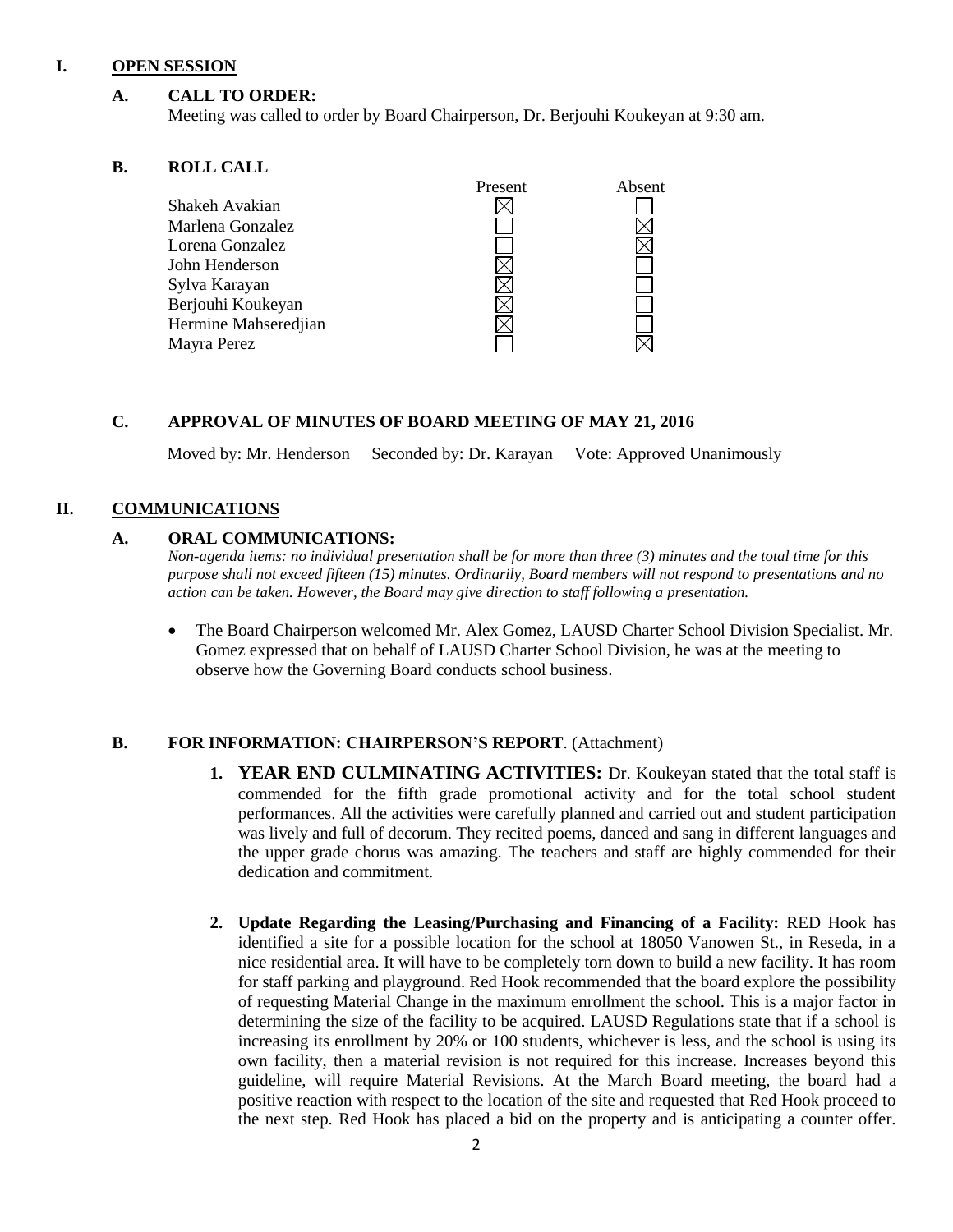## I. OPEN SESSION

### A. CALL TO ORDER:

Meeting was called to order by Board Chairperson, Dr. Berjouhi Koukeyan at 9:30 am.

### B. ROLL CALL

| | Present | Absent |
|---|---|---|
| Shakeh Avakian | ☒ | ☐ |
| Marlena Gonzalez | ☐ | ☒ |
| Lorena Gonzalez | ☐ | ☒ |
| John Henderson | ☒ | ☐ |
| Sylva Karayan | ☒ | ☐ |
| Berjouhi Koukeyan | ☒ | ☐ |
| Hermine Mahseredjian | ☒ | ☐ |
| Mayra Perez | ☐ | ☒ |

### C. APPROVAL OF MINUTES OF BOARD MEETING OF MAY 21, 2016

Moved by: Mr. Henderson Seconded by: Dr. Karayan Vote: Approved Unanimously

## II. COMMUNICATIONS

### A. ORAL COMMUNICATIONS:

*Non-agenda items: no individual presentation shall be for more than three (3) minutes and the total time for this purpose shall not exceed fifteen (15) minutes. Ordinarily, Board members will not respond to presentations and no action can be taken. However, the Board may give direction to staff following a presentation.*

- The Board Chairperson welcomed Mr. Alex Gomez, LAUSD Charter School Division Specialist. Mr. Gomez expressed that on behalf of LAUSD Charter School Division, he was at the meeting to observe how the Governing Board conducts school business.

### B. FOR INFORMATION: CHAIRPERSON'S REPORT. (Attachment)

1. **YEAR END CULMINATING ACTIVITIES:** Dr. Koukeyan stated that the total staff is commended for the fifth grade promotional activity and for the total school student performances. All the activities were carefully planned and carried out and student participation was lively and full of decorum. They recited poems, danced and sang in different languages and the upper grade chorus was amazing. The teachers and staff are highly commended for their dedication and commitment.

2. **Update Regarding the Leasing/Purchasing and Financing of a Facility:** RED Hook has identified a site for a possible location for the school at 18050 Vanowen St., in Reseda, in a nice residential area. It will have to be completely torn down to build a new facility. It has room for staff parking and playground. Red Hook recommended that the board explore the possibility of requesting Material Change in the maximum enrollment the school. This is a major factor in determining the size of the facility to be acquired. LAUSD Regulations state that if a school is increasing its enrollment by 20% or 100 students, whichever is less, and the school is using its own facility, then a material revision is not required for this increase. Increases beyond this guideline, will require Material Revisions. At the March Board meeting, the board had a positive reaction with respect to the location of the site and requested that Red Hook proceed to the next step. Red Hook has placed a bid on the property and is anticipating a counter offer.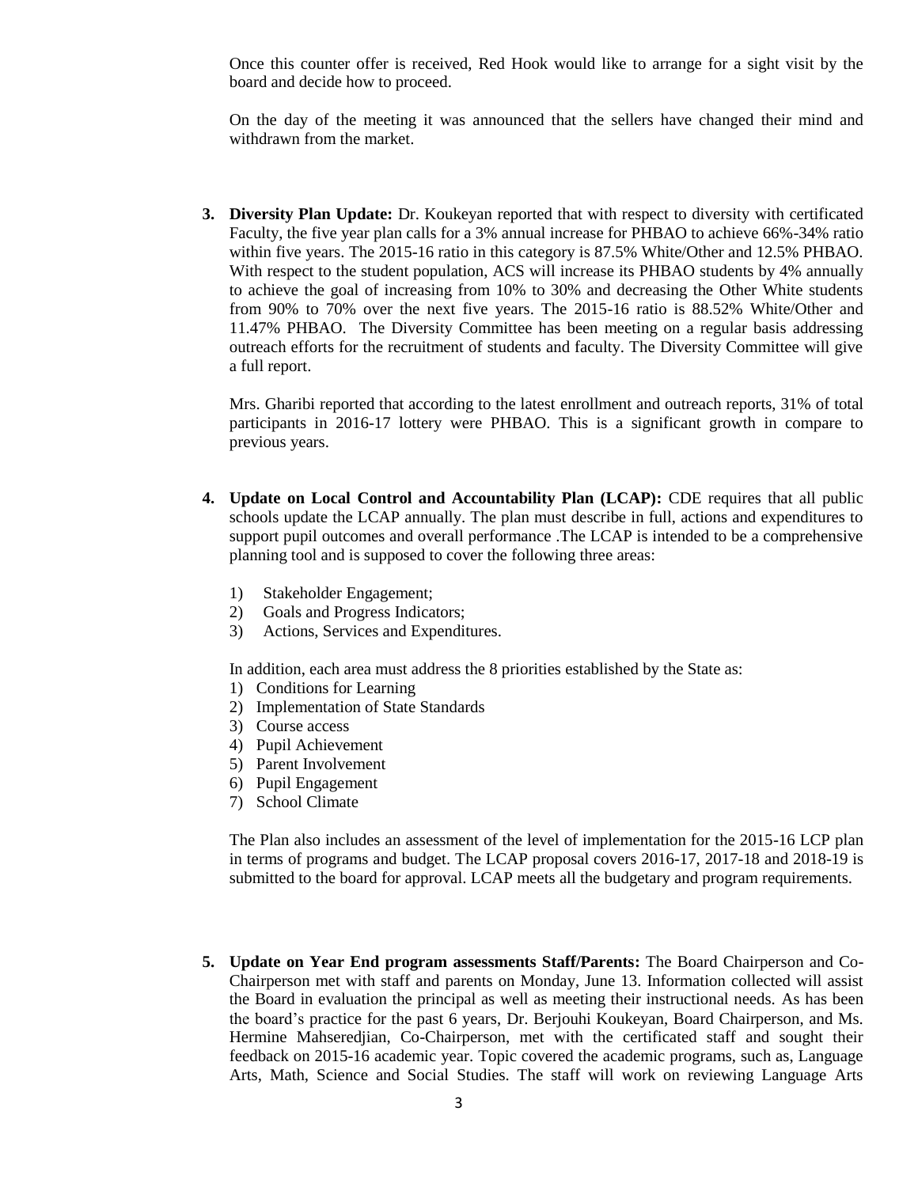Once this counter offer is received, Red Hook would like to arrange for a sight visit by the board and decide how to proceed.

On the day of the meeting it was announced that the sellers have changed their mind and withdrawn from the market.

3. **Diversity Plan Update:** Dr. Koukeyan reported that with respect to diversity with certificated Faculty, the five year plan calls for a 3% annual increase for PHBAO to achieve 66%-34% ratio within five years. The 2015-16 ratio in this category is 87.5% White/Other and 12.5% PHBAO. With respect to the student population, ACS will increase its PHBAO students by 4% annually to achieve the goal of increasing from 10% to 30% and decreasing the Other White students from 90% to 70% over the next five years. The 2015-16 ratio is 88.52% White/Other and 11.47% PHBAO. The Diversity Committee has been meeting on a regular basis addressing outreach efforts for the recruitment of students and faculty. The Diversity Committee will give a full report.

   Mrs. Gharibi reported that according to the latest enrollment and outreach reports, 31% of total participants in 2016-17 lottery were PHBAO. This is a significant growth in compare to previous years.

4. **Update on Local Control and Accountability Plan (LCAP):** CDE requires that all public schools update the LCAP annually. The plan must describe in full, actions and expenditures to support pupil outcomes and overall performance .The LCAP is intended to be a comprehensive planning tool and is supposed to cover the following three areas:

   1) Stakeholder Engagement;
   2) Goals and Progress Indicators;
   3) Actions, Services and Expenditures.

   In addition, each area must address the 8 priorities established by the State as:

   1) Conditions for Learning
   2) Implementation of State Standards
   3) Course access
   4) Pupil Achievement
   5) Parent Involvement
   6) Pupil Engagement
   7) School Climate

   The Plan also includes an assessment of the level of implementation for the 2015-16 LCP plan in terms of programs and budget. The LCAP proposal covers 2016-17, 2017-18 and 2018-19 is submitted to the board for approval. LCAP meets all the budgetary and program requirements.

5. **Update on Year End program assessments Staff/Parents:** The Board Chairperson and Co-Chairperson met with staff and parents on Monday, June 13. Information collected will assist the Board in evaluation the principal as well as meeting their instructional needs. As has been the board's practice for the past 6 years, Dr. Berjouhi Koukeyan, Board Chairperson, and Ms. Hermine Mahseredjian, Co-Chairperson, met with the certificated staff and sought their feedback on 2015-16 academic year. Topic covered the academic programs, such as, Language Arts, Math, Science and Social Studies. The staff will work on reviewing Language Arts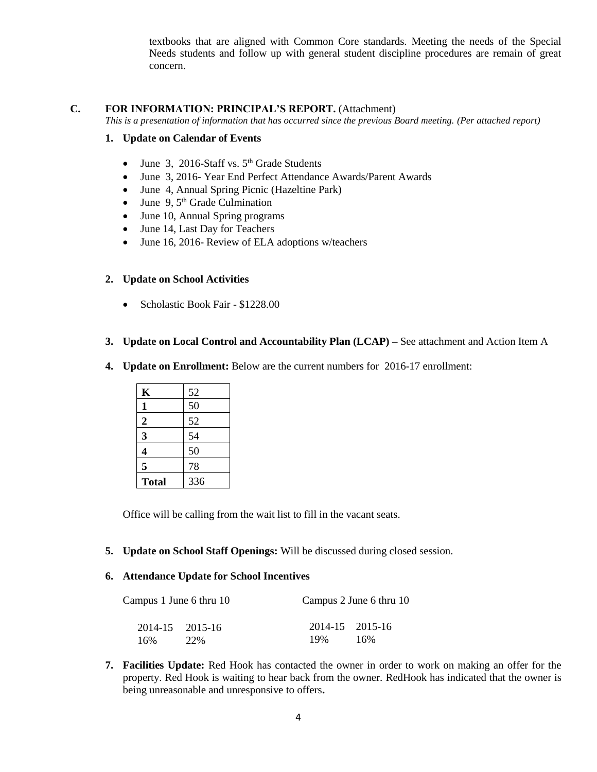textbooks that are aligned with Common Core standards. Meeting the needs of the Special Needs students and follow up with general student discipline procedures are remain of great concern.

## C. FOR INFORMATION: PRINCIPAL'S REPORT. (Attachment)

*This is a presentation of information that has occurred since the previous Board meeting. (Per attached report)*

### 1. Update on Calendar of Events

- June 3, 2016-Staff vs. 5th Grade Students
- June 3, 2016- Year End Perfect Attendance Awards/Parent Awards
- June 4, Annual Spring Picnic (Hazeltine Park)
- June 9, 5th Grade Culmination
- June 10, Annual Spring programs
- June 14, Last Day for Teachers
- June 16, 2016- Review of ELA adoptions w/teachers

### 2. Update on School Activities

- Scholastic Book Fair - $1228.00

### 3. Update on Local Control and Accountability Plan (LCAP) – See attachment and Action Item A

### 4. Update on Enrollment: Below are the current numbers for 2016-17 enrollment:

| **K** | 52 |
|---|---|
| **1** | 50 |
| **2** | 52 |
| **3** | 54 |
| **4** | 50 |
| **5** | 78 |
| **Total** | 336 |

Office will be calling from the wait list to fill in the vacant seats.

### 5. Update on School Staff Openings: Will be discussed during closed session.

### 6. Attendance Update for School Incentives

| Campus 1 June 6 thru 10 | | Campus 2 June 6 thru 10 | |
|---|---|---|---|
| 2014-15 | 2015-16 | 2014-15 | 2015-16 |
| 16% | 22% | 19% | 16% |

### 7. Facilities Update: Red Hook has contacted the owner in order to work on making an offer for the property. Red Hook is waiting to hear back from the owner. RedHook has indicated that the owner is being unreasonable and unresponsive to offers.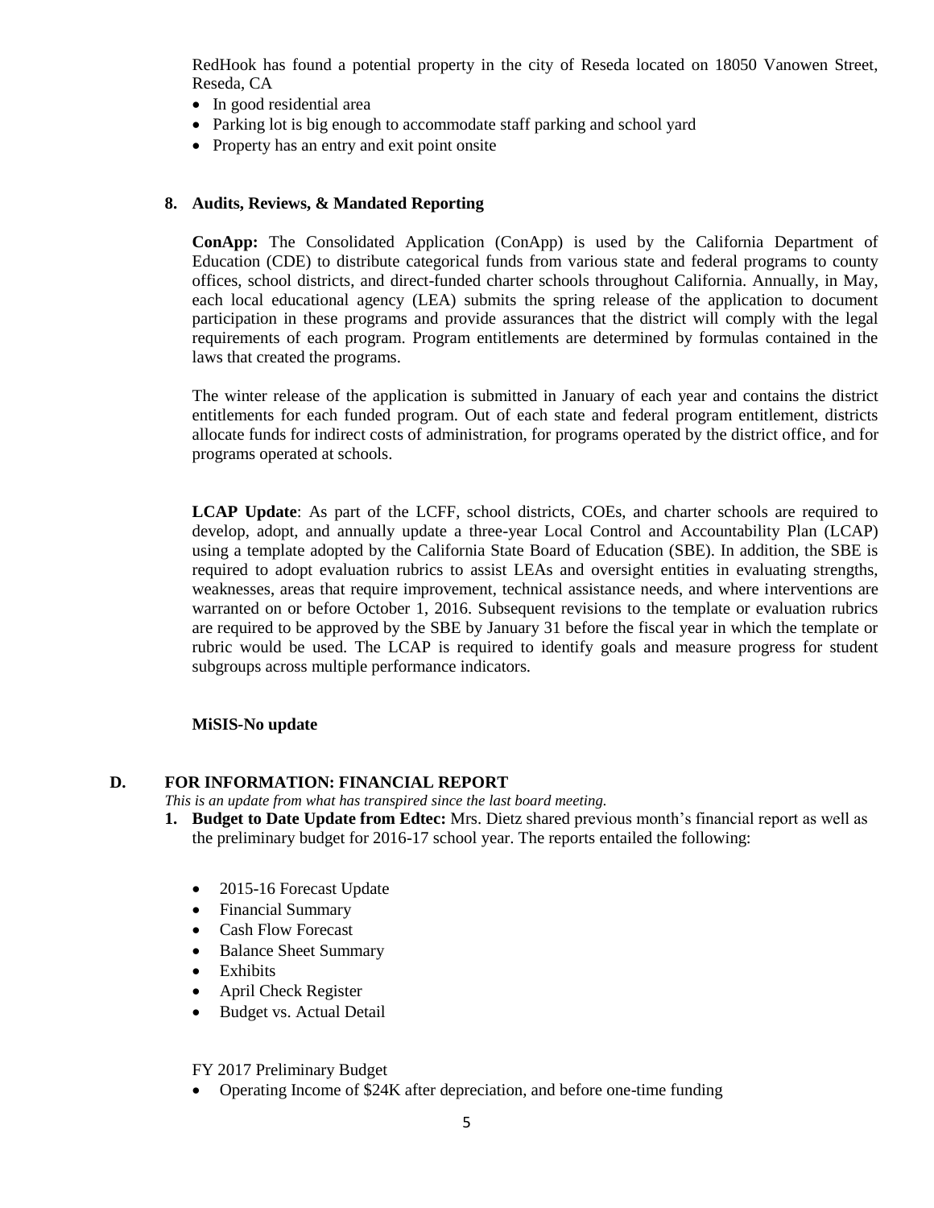RedHook has found a potential property in the city of Reseda located on 18050 Vanowen Street, Reseda, CA

- In good residential area
- Parking lot is big enough to accommodate staff parking and school yard
- Property has an entry and exit point onsite

### 8. Audits, Reviews, & Mandated Reporting

**ConApp:** The Consolidated Application (ConApp) is used by the California Department of Education (CDE) to distribute categorical funds from various state and federal programs to county offices, school districts, and direct-funded charter schools throughout California. Annually, in May, each local educational agency (LEA) submits the spring release of the application to document participation in these programs and provide assurances that the district will comply with the legal requirements of each program. Program entitlements are determined by formulas contained in the laws that created the programs.

The winter release of the application is submitted in January of each year and contains the district entitlements for each funded program. Out of each state and federal program entitlement, districts allocate funds for indirect costs of administration, for programs operated by the district office, and for programs operated at schools.

**LCAP Update**: As part of the LCFF, school districts, COEs, and charter schools are required to develop, adopt, and annually update a three-year Local Control and Accountability Plan (LCAP) using a template adopted by the California State Board of Education (SBE). In addition, the SBE is required to adopt evaluation rubrics to assist LEAs and oversight entities in evaluating strengths, weaknesses, areas that require improvement, technical assistance needs, and where interventions are warranted on or before October 1, 2016. Subsequent revisions to the template or evaluation rubrics are required to be approved by the SBE by January 31 before the fiscal year in which the template or rubric would be used. The LCAP is required to identify goals and measure progress for student subgroups across multiple performance indicators.

**MiSIS-No update**

## D. FOR INFORMATION: FINANCIAL REPORT

*This is an update from what has transpired since the last board meeting.*

1. **Budget to Date Update from Edtec:** Mrs. Dietz shared previous month's financial report as well as the preliminary budget for 2016-17 school year. The reports entailed the following:

   - 2015-16 Forecast Update
   - Financial Summary
   - Cash Flow Forecast
   - Balance Sheet Summary
   - Exhibits
   - April Check Register
   - Budget vs. Actual Detail

   FY 2017 Preliminary Budget

   - Operating Income of $24K after depreciation, and before one-time funding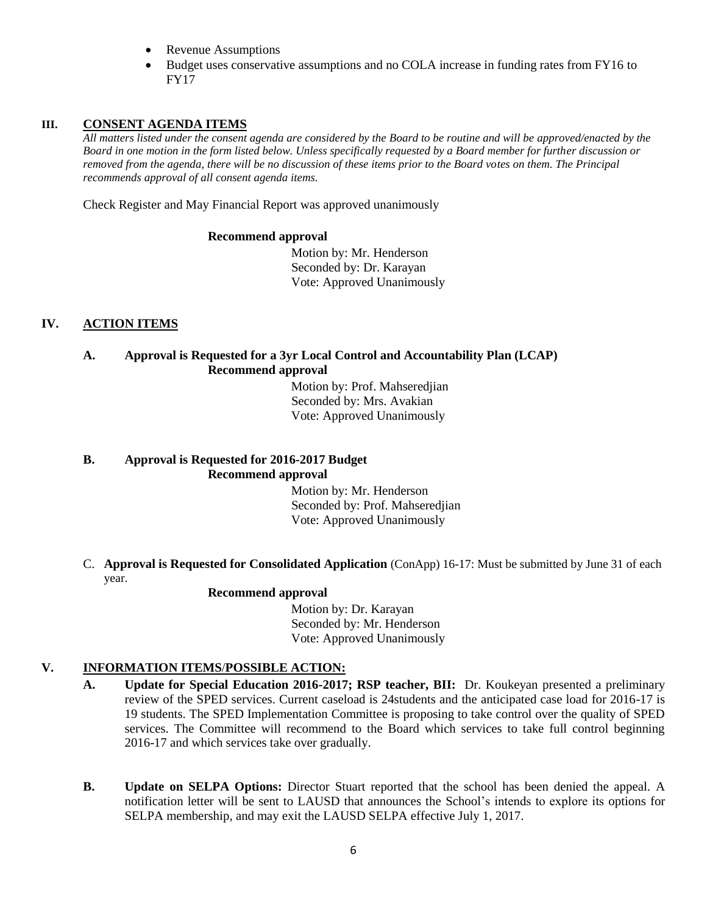- Revenue Assumptions
- Budget uses conservative assumptions and no COLA increase in funding rates from FY16 to FY17

## III. CONSENT AGENDA ITEMS

*All matters listed under the consent agenda are considered by the Board to be routine and will be approved/enacted by the Board in one motion in the form listed below. Unless specifically requested by a Board member for further discussion or removed from the agenda, there will be no discussion of these items prior to the Board votes on them. The Principal recommends approval of all consent agenda items.*

Check Register and May Financial Report was approved unanimously

**Recommend approval**

Motion by: Mr. Henderson
Seconded by: Dr. Karayan
Vote: Approved Unanimously

## IV. ACTION ITEMS

**A. Approval is Requested for a 3yr Local Control and Accountability Plan (LCAP)**

**Recommend approval**

Motion by: Prof. Mahseredjian
Seconded by: Mrs. Avakian
Vote: Approved Unanimously

**B. Approval is Requested for 2016-2017 Budget**

**Recommend approval**

Motion by: Mr. Henderson
Seconded by: Prof. Mahseredjian
Vote: Approved Unanimously

C. **Approval is Requested for Consolidated Application** (ConApp) 16-17: Must be submitted by June 31 of each year.

**Recommend approval**

Motion by: Dr. Karayan
Seconded by: Mr. Henderson
Vote: Approved Unanimously

## V. INFORMATION ITEMS/POSSIBLE ACTION:

**A. Update for Special Education 2016-2017; RSP teacher, BII:** Dr. Koukeyan presented a preliminary review of the SPED services. Current caseload is 24students and the anticipated case load for 2016-17 is 19 students. The SPED Implementation Committee is proposing to take control over the quality of SPED services. The Committee will recommend to the Board which services to take full control beginning 2016-17 and which services take over gradually.

**B. Update on SELPA Options:** Director Stuart reported that the school has been denied the appeal. A notification letter will be sent to LAUSD that announces the School's intends to explore its options for SELPA membership, and may exit the LAUSD SELPA effective July 1, 2017.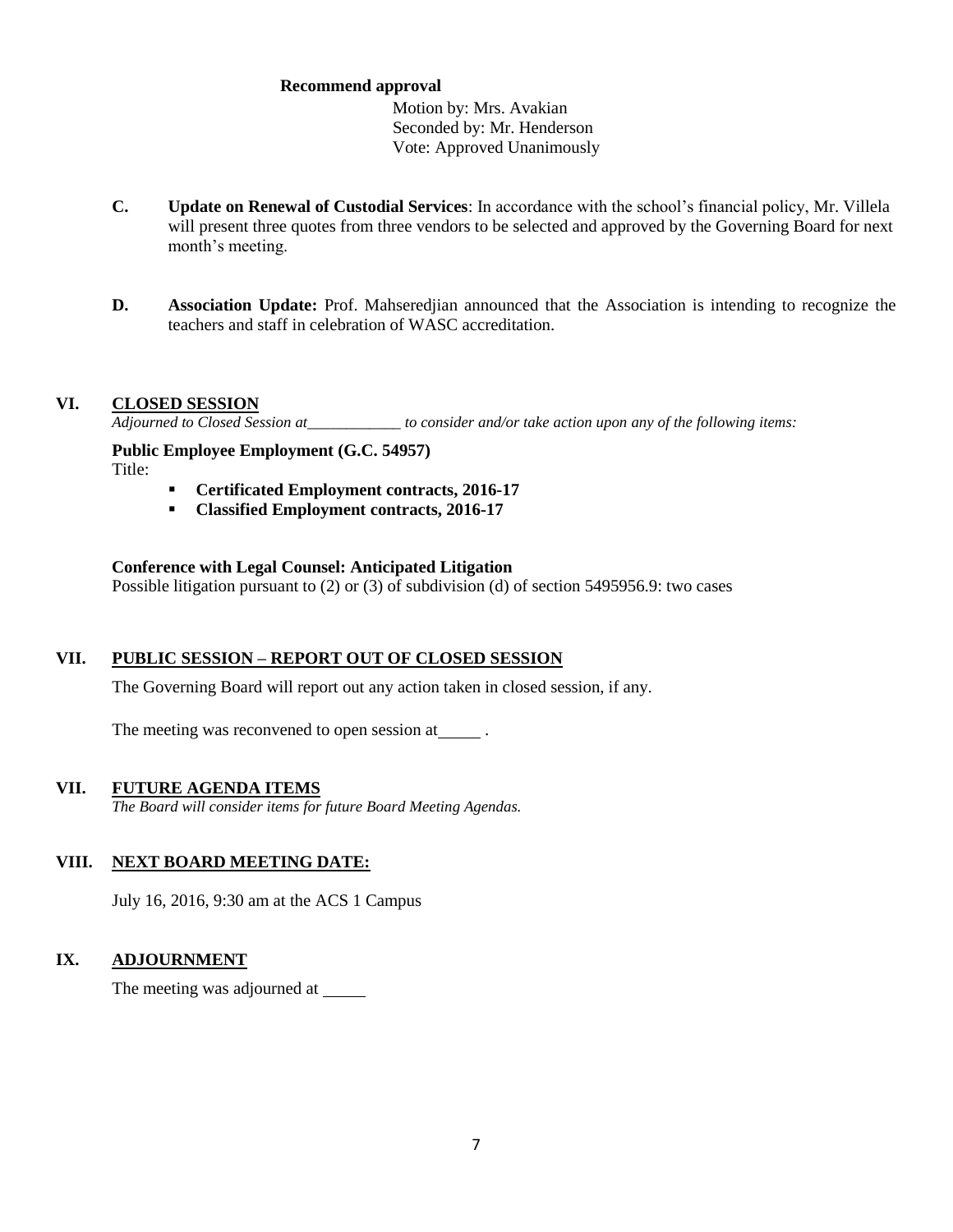**Recommend approval**

Motion by: Mrs. Avakian
Seconded by: Mr. Henderson
Vote: Approved Unanimously

**C. Update on Renewal of Custodial Services**: In accordance with the school's financial policy, Mr. Villela will present three quotes from three vendors to be selected and approved by the Governing Board for next month's meeting.

**D. Association Update:** Prof. Mahseredjian announced that the Association is intending to recognize the teachers and staff in celebration of WASC accreditation.

## VI. CLOSED SESSION

*Adjourned to Closed Session at____________ to consider and/or take action upon any of the following items:*

**Public Employee Employment (G.C. 54957)**

Title:

- **Certificated Employment contracts, 2016-17**
- **Classified Employment contracts, 2016-17**

**Conference with Legal Counsel: Anticipated Litigation**

Possible litigation pursuant to (2) or (3) of subdivision (d) of section 5495956.9: two cases

## VII. PUBLIC SESSION – REPORT OUT OF CLOSED SESSION

The Governing Board will report out any action taken in closed session, if any.

The meeting was reconvened to open session at_____ .

## VII. FUTURE AGENDA ITEMS

*The Board will consider items for future Board Meeting Agendas.*

## VIII. NEXT BOARD MEETING DATE:

July 16, 2016, 9:30 am at the ACS 1 Campus

## IX. ADJOURNMENT

The meeting was adjourned at _____